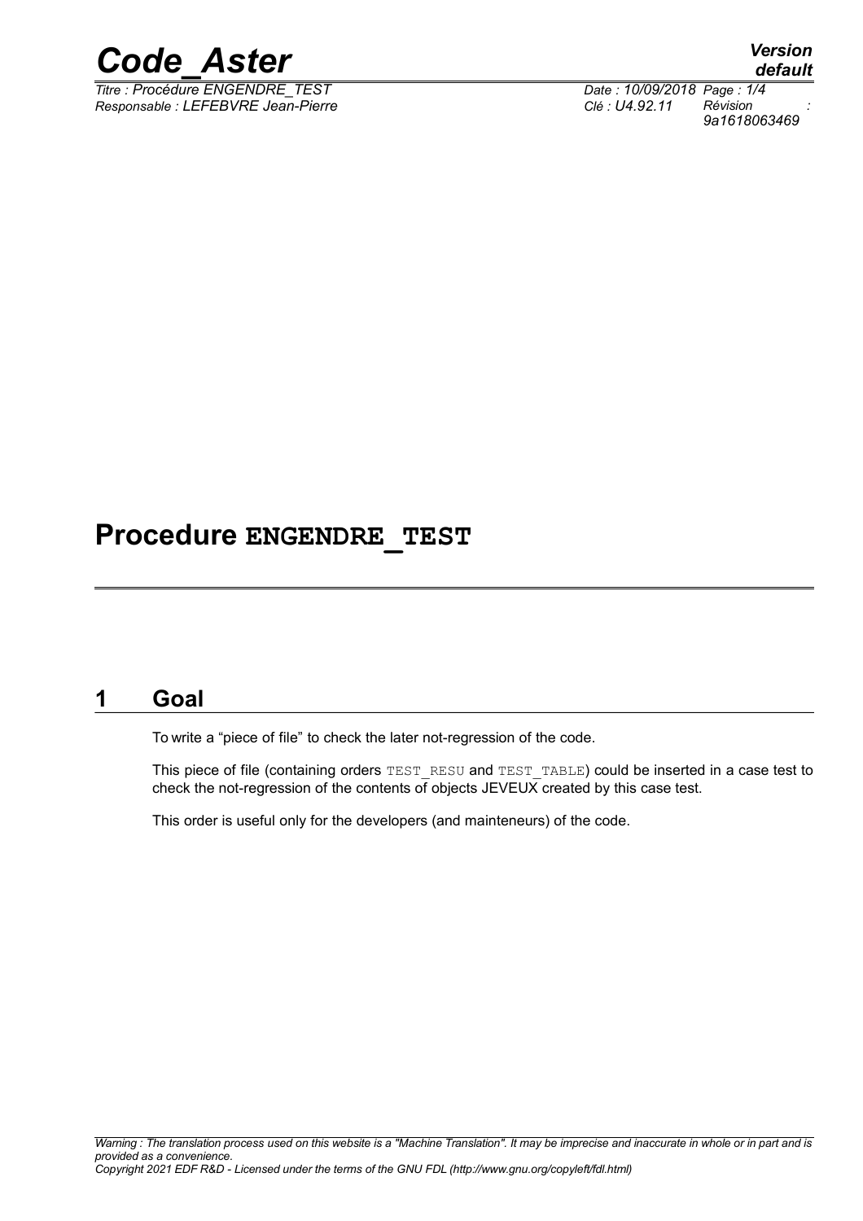# Procedure ENGENDRE_TEST

## 1 Goal

To write a "piece of file" to check the later not-regression of the code.

This piece of file (containing orders TEST_RESU and TEST_TABLE) could be inserted in a case test to check the not-regression of the contents of objects JEVEUX created by this case test.

This order is useful only for the developers (and mainteneurs) of the code.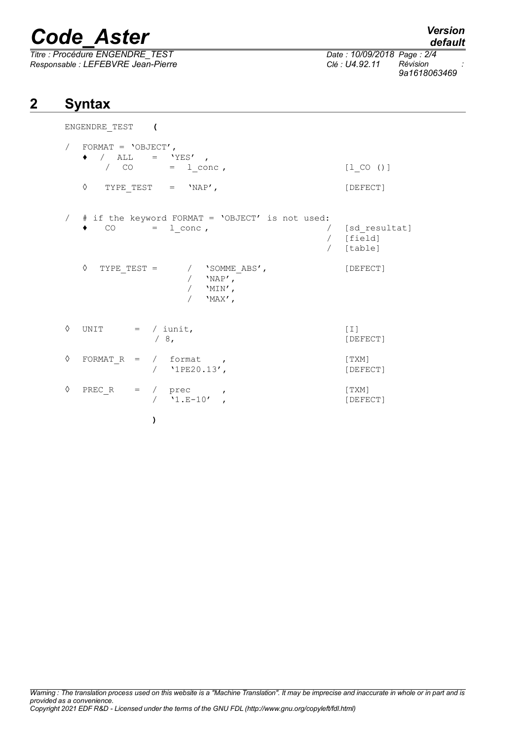## 2 Syntax

```
ENGENDRE_TEST    (

/   FORMAT = 'OBJECT',
    ♦  /  ALL    =  'YES'  ,
       /  CO        =  l_conc ,                        [l_CO ()]

    ◊   TYPE_TEST   =   'NAP',                         [DEFECT]


/   # if the keyword FORMAT = 'OBJECT' is not used:
    ♦   CO        =  l_conc ,                     /  [sd_resultat]
                                                  /  [field]
                                                  /  [table]

    ◊  TYPE_TEST =      /  'SOMME_ABS',              [DEFECT]
                        /  'NAP',
                        /  'MIN',
                        /  'MAX',


◊   UNIT      =  / iunit,                            [I]
                 / 8,                                [DEFECT]

◊   FORMAT_R  =  /  format    ,                      [TXM]
                 /  '1PE20.13',                      [DEFECT]

◊   PREC_R    =  /  prec      ,                      [TXM]
                 /  '1.E-10'  ,                      [DEFECT]

                 )
```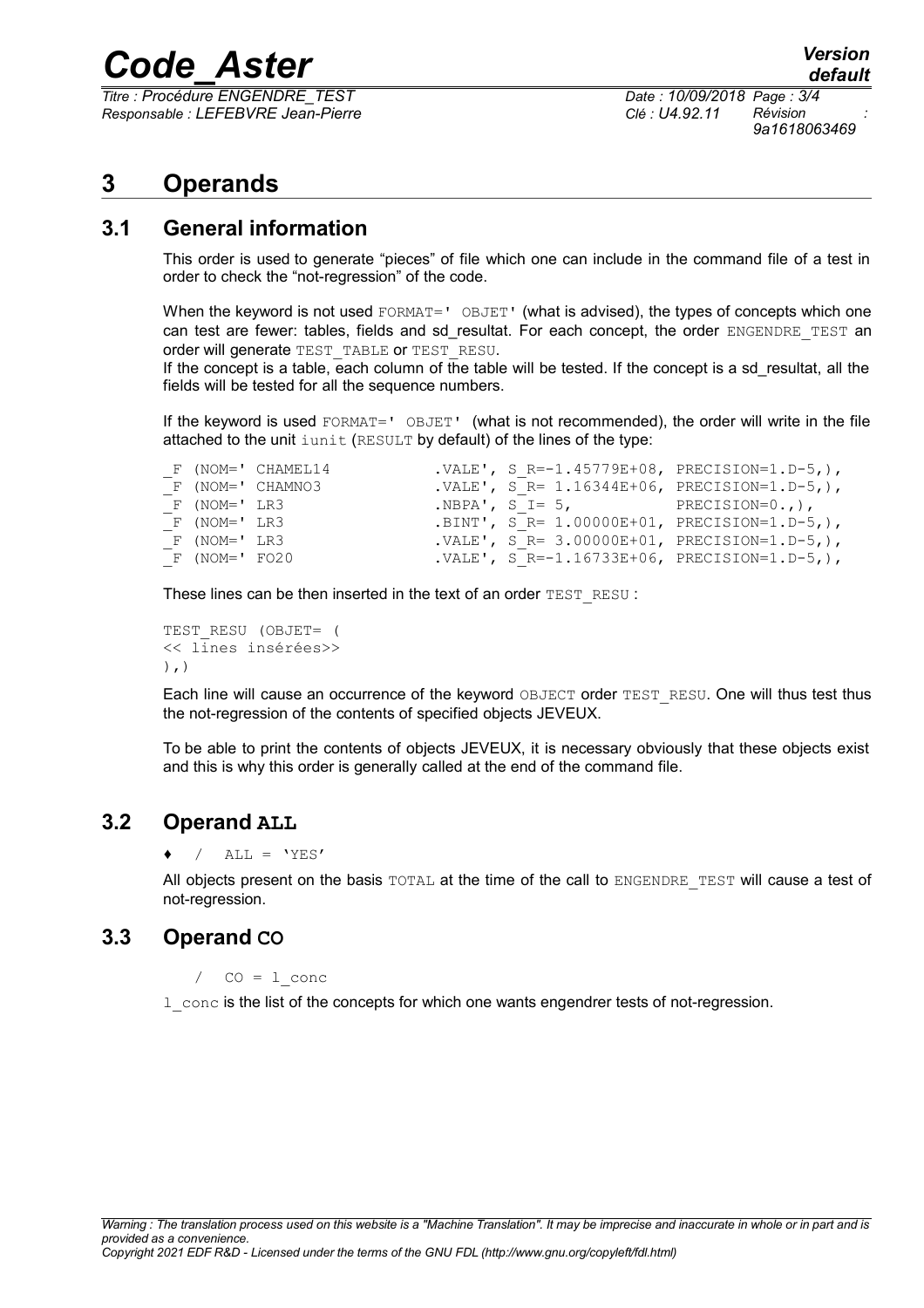# 3 Operands

## 3.1 General information

This order is used to generate "pieces" of file which one can include in the command file of a test in order to check the "not-regression" of the code.

When the keyword is not used `FORMAT=' OBJET'` (what is advised), the types of concepts which one can test are fewer: tables, fields and sd_resultat. For each concept, the order `ENGENDRE_TEST` an order will generate `TEST_TABLE` or `TEST_RESU`.

If the concept is a table, each column of the table will be tested. If the concept is a sd_resultat, all the fields will be tested for all the sequence numbers.

If the keyword is used `FORMAT=' OBJET'` (what is not recommended), the order will write in the file attached to the unit `iunit` (`RESULT` by default) of the lines of the type:

```
_F (NOM=' CHAMEL14           .VALE', S_R=-1.45779E+08, PRECISION=1.D-5,),
_F (NOM=' CHAMNO3            .VALE', S_R= 1.16344E+06, PRECISION=1.D-5,),
_F (NOM=' LR3                .NBPA', S_I= 5,           PRECISION=0.,),
_F (NOM=' LR3                .BINT', S_R= 1.00000E+01, PRECISION=1.D-5,),
_F (NOM=' LR3                .VALE', S_R= 3.00000E+01, PRECISION=1.D-5,),
_F (NOM=' FO20               .VALE', S_R=-1.16733E+06, PRECISION=1.D-5,),
```

These lines can be then inserted in the text of an order `TEST_RESU` :

```
TEST_RESU (OBJET= (
<< lines insérées>>
),)
```

Each line will cause an occurrence of the keyword `OBJECT` order `TEST_RESU`. One will thus test thus the not-regression of the contents of specified objects JEVEUX.

To be able to print the contents of objects JEVEUX, it is necessary obviously that these objects exist and this is why this order is generally called at the end of the command file.

## 3.2 Operand ALL

♦ / `ALL = 'YES'`

All objects present on the basis `TOTAL` at the time of the call to `ENGENDRE_TEST` will cause a test of not-regression.

## 3.3 Operand CO

/ `CO = l_conc`

`l_conc` is the list of the concepts for which one wants engendrer tests of not-regression.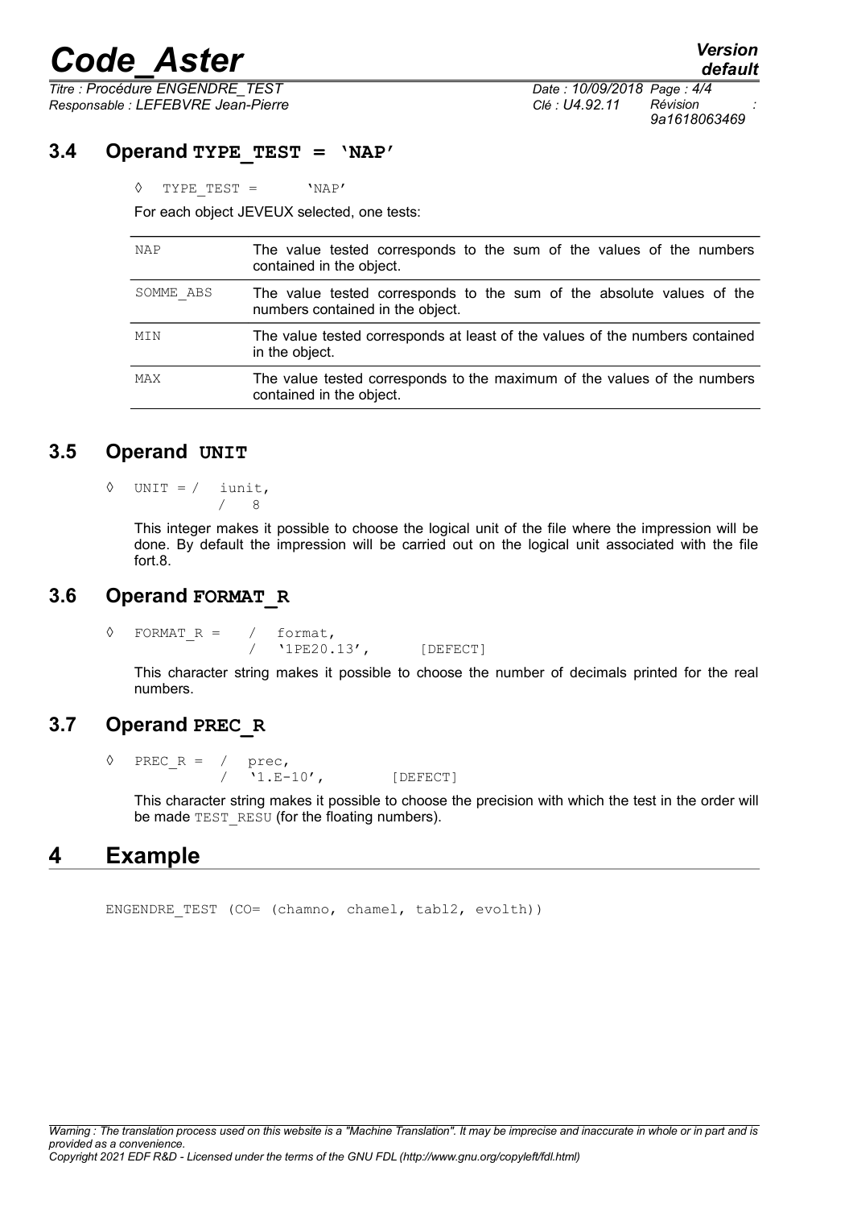### 3.4 Operand **TYPE_TEST = 'NAP'**

◊ TYPE_TEST = 'NAP'

For each object JEVEUX selected, one tests:

| | |
|---|---|
| NAP | The value tested corresponds to the sum of the values of the numbers contained in the object. |
| SOMME_ABS | The value tested corresponds to the sum of the absolute values of the numbers contained in the object. |
| MIN | The value tested corresponds at least of the values of the numbers contained in the object. |
| MAX | The value tested corresponds to the maximum of the values of the numbers contained in the object. |

### 3.5 Operand **UNIT**

```
◊  UNIT = /  iunit,
          /   8
```

This integer makes it possible to choose the logical unit of the file where the impression will be done. By default the impression will be carried out on the logical unit associated with the file fort.8.

### 3.6 Operand **FORMAT_R**

```
◊  FORMAT_R =  /  format,
               /  '1PE20.13',      [DEFECT]
```

This character string makes it possible to choose the number of decimals printed for the real numbers.

### 3.7 Operand **PREC_R**

```
◊  PREC_R =  /  prec,
             /  '1.E-10',        [DEFECT]
```

This character string makes it possible to choose the precision with which the test in the order will be made TEST_RESU (for the floating numbers).

## 4 Example

```
ENGENDRE_TEST (CO= (chamno, chamel, tabl2, evolth))
```